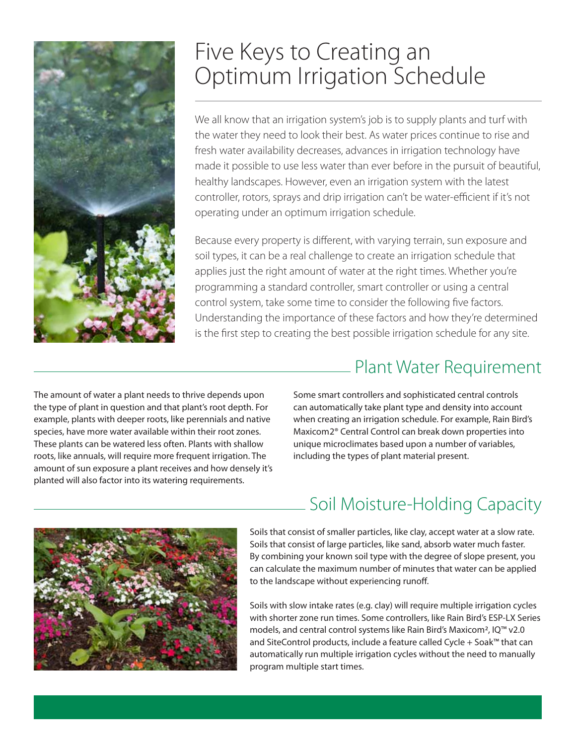# Five Keys to Creating an Optimum Irrigation Schedule

We all know that an irrigation system's job is to supply plants and turf with the water they need to look their best. As water prices continue to rise and fresh water availability decreases, advances in irrigation technology have made it possible to use less water than ever before in the pursuit of beautiful, healthy landscapes. However, even an irrigation system with the latest controller, rotors, sprays and drip irrigation can't be water-efficient if it's not operating under an optimum irrigation schedule.

Because every property is different, with varying terrain, sun exposure and soil types, it can be a real challenge to create an irrigation schedule that applies just the right amount of water at the right times. Whether you're programming a standard controller, smart controller or using a central control system, take some time to consider the following five factors. Understanding the importance of these factors and how they're determined is the first step to creating the best possible irrigation schedule for any site.

## Plant Water Requirement

The amount of water a plant needs to thrive depends upon the type of plant in question and that plant's root depth. For example, plants with deeper roots, like perennials and native species, have more water available within their root zones. These plants can be watered less often. Plants with shallow roots, like annuals, will require more frequent irrigation. The amount of sun exposure a plant receives and how densely it's planted will also factor into its watering requirements.

Some smart controllers and sophisticated central controls can automatically take plant type and density into account when creating an irrigation schedule. For example, Rain Bird's Maxicom2® Central Control can break down properties into unique microclimates based upon a number of variables, including the types of plant material present.

## Soil Moisture-Holding Capacity

Soils that consist of smaller particles, like clay, accept water at a slow rate. Soils that consist of large particles, like sand, absorb water much faster. By combining your known soil type with the degree of slope present, you can calculate the maximum number of minutes that water can be applied to the landscape without experiencing runoff.

Soils with slow intake rates (e.g. clay) will require multiple irrigation cycles with shorter zone run times. Some controllers, like Rain Bird's ESP-LX Series models, and central control systems like Rain Bird's Maxicom², IQ™ v2.0 and SiteControl products, include a feature called Cycle + Soak™ that can automatically run multiple irrigation cycles without the need to manually program multiple start times.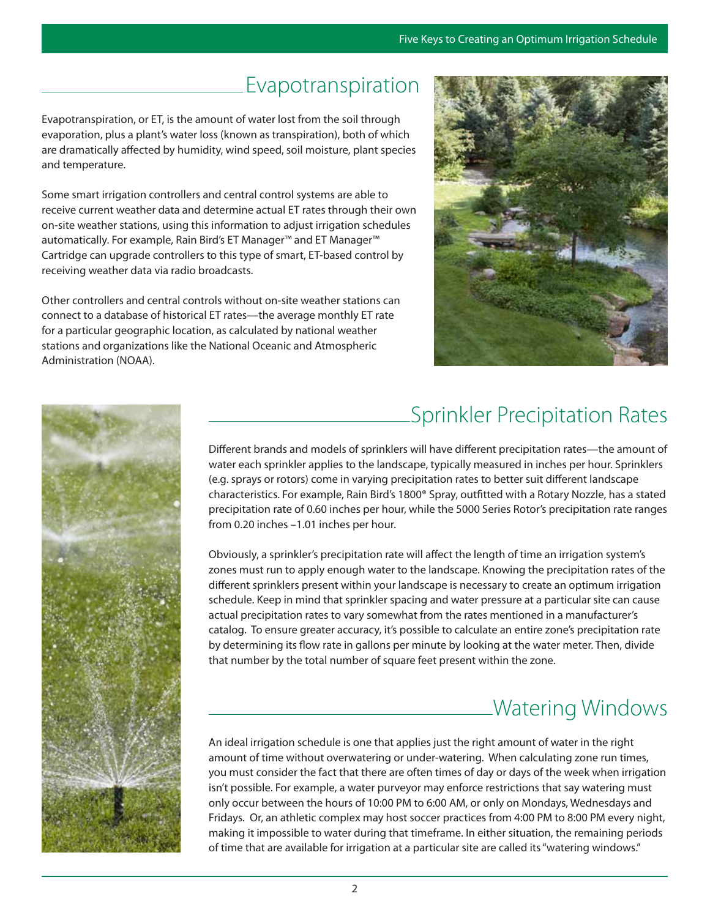## Evapotranspiration

Evapotranspiration, or ET, is the amount of water lost from the soil through evaporation, plus a plant's water loss (known as transpiration), both of which are dramatically affected by humidity, wind speed, soil moisture, plant species and temperature.

Some smart irrigation controllers and central control systems are able to receive current weather data and determine actual ET rates through their own on-site weather stations, using this information to adjust irrigation schedules automatically. For example, Rain Bird's ET Manager™ and ET Manager™ Cartridge can upgrade controllers to this type of smart, ET-based control by receiving weather data via radio broadcasts.

Other controllers and central controls without on-site weather stations can connect to a database of historical ET rates—the average monthly ET rate for a particular geographic location, as calculated by national weather stations and organizations like the National Oceanic and Atmospheric Administration (NOAA).

## Sprinkler Precipitation Rates

Different brands and models of sprinklers will have different precipitation rates—the amount of water each sprinkler applies to the landscape, typically measured in inches per hour. Sprinklers (e.g. sprays or rotors) come in varying precipitation rates to better suit different landscape characteristics. For example, Rain Bird's 1800® Spray, outfitted with a Rotary Nozzle, has a stated precipitation rate of 0.60 inches per hour, while the 5000 Series Rotor's precipitation rate ranges from 0.20 inches –1.01 inches per hour.

Obviously, a sprinkler's precipitation rate will affect the length of time an irrigation system's zones must run to apply enough water to the landscape. Knowing the precipitation rates of the different sprinklers present within your landscape is necessary to create an optimum irrigation schedule. Keep in mind that sprinkler spacing and water pressure at a particular site can cause actual precipitation rates to vary somewhat from the rates mentioned in a manufacturer's catalog. To ensure greater accuracy, it's possible to calculate an entire zone's precipitation rate by determining its flow rate in gallons per minute by looking at the water meter. Then, divide that number by the total number of square feet present within the zone.

## Watering Windows

An ideal irrigation schedule is one that applies just the right amount of water in the right amount of time without overwatering or under-watering. When calculating zone run times, you must consider the fact that there are often times of day or days of the week when irrigation isn't possible. For example, a water purveyor may enforce restrictions that say watering must only occur between the hours of 10:00 PM to 6:00 AM, or only on Mondays, Wednesdays and Fridays. Or, an athletic complex may host soccer practices from 4:00 PM to 8:00 PM every night, making it impossible to water during that timeframe. In either situation, the remaining periods of time that are available for irrigation at a particular site are called its "watering windows."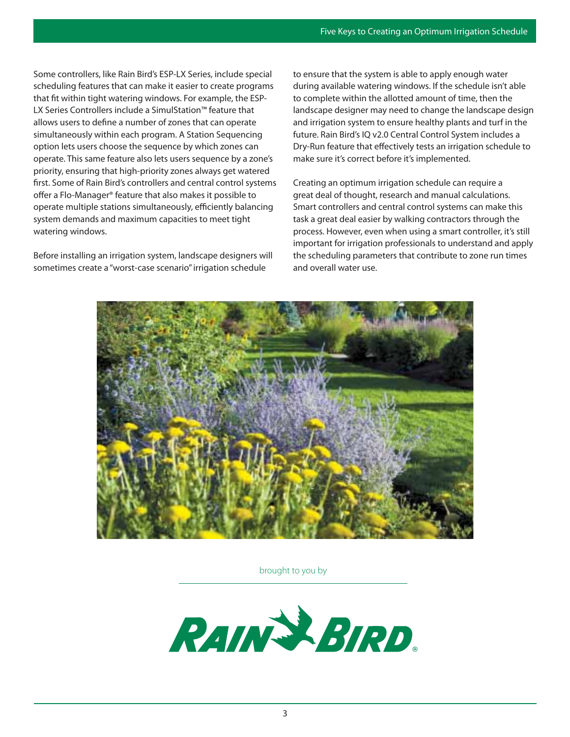Some controllers, like Rain Bird's ESP-LX Series, include special scheduling features that can make it easier to create programs that fit within tight watering windows. For example, the ESP-LX Series Controllers include a SimulStation™ feature that allows users to define a number of zones that can operate simultaneously within each program. A Station Sequencing option lets users choose the sequence by which zones can operate. This same feature also lets users sequence by a zone's priority, ensuring that high-priority zones always get watered first. Some of Rain Bird's controllers and central control systems offer a Flo-Manager® feature that also makes it possible to operate multiple stations simultaneously, efficiently balancing system demands and maximum capacities to meet tight watering windows.

Before installing an irrigation system, landscape designers will sometimes create a "worst-case scenario" irrigation schedule to ensure that the system is able to apply enough water during available watering windows. If the schedule isn't able to complete within the allotted amount of time, then the landscape designer may need to change the landscape design and irrigation system to ensure healthy plants and turf in the future. Rain Bird's IQ v2.0 Central Control System includes a Dry-Run feature that effectively tests an irrigation schedule to make sure it's correct before it's implemented.

Creating an optimum irrigation schedule can require a great deal of thought, research and manual calculations. Smart controllers and central control systems can make this task a great deal easier by walking contractors through the process. However, even when using a smart controller, it's still important for irrigation professionals to understand and apply the scheduling parameters that contribute to zone run times and overall water use.

brought to you by

RAIN BIRD®